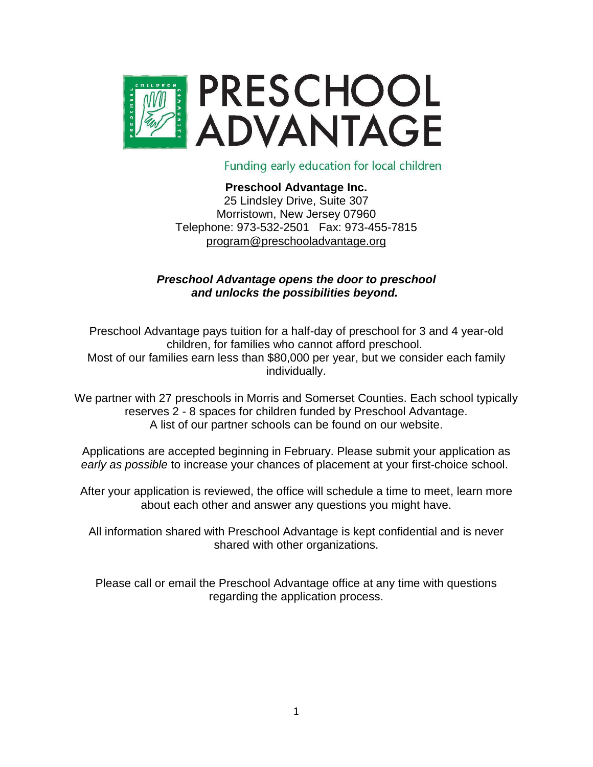# PRESCHOOL ADVANTAGE

Funding early education for local children

**Preschool Advantage Inc.**
25 Lindsley Drive, Suite 307
Morristown, New Jersey 07960
Telephone: 973-532-2501 Fax: 973-455-7815
program@preschooladvantage.org

***Preschool Advantage opens the door to preschool and unlocks the possibilities beyond.***

Preschool Advantage pays tuition for a half-day of preschool for 3 and 4 year-old children, for families who cannot afford preschool.
Most of our families earn less than $80,000 per year, but we consider each family individually.

We partner with 27 preschools in Morris and Somerset Counties. Each school typically reserves 2 - 8 spaces for children funded by Preschool Advantage.
A list of our partner schools can be found on our website.

Applications are accepted beginning in February. Please submit your application as *early as possible* to increase your chances of placement at your first-choice school.

After your application is reviewed, the office will schedule a time to meet, learn more about each other and answer any questions you might have.

All information shared with Preschool Advantage is kept confidential and is never shared with other organizations.

Please call or email the Preschool Advantage office at any time with questions regarding the application process.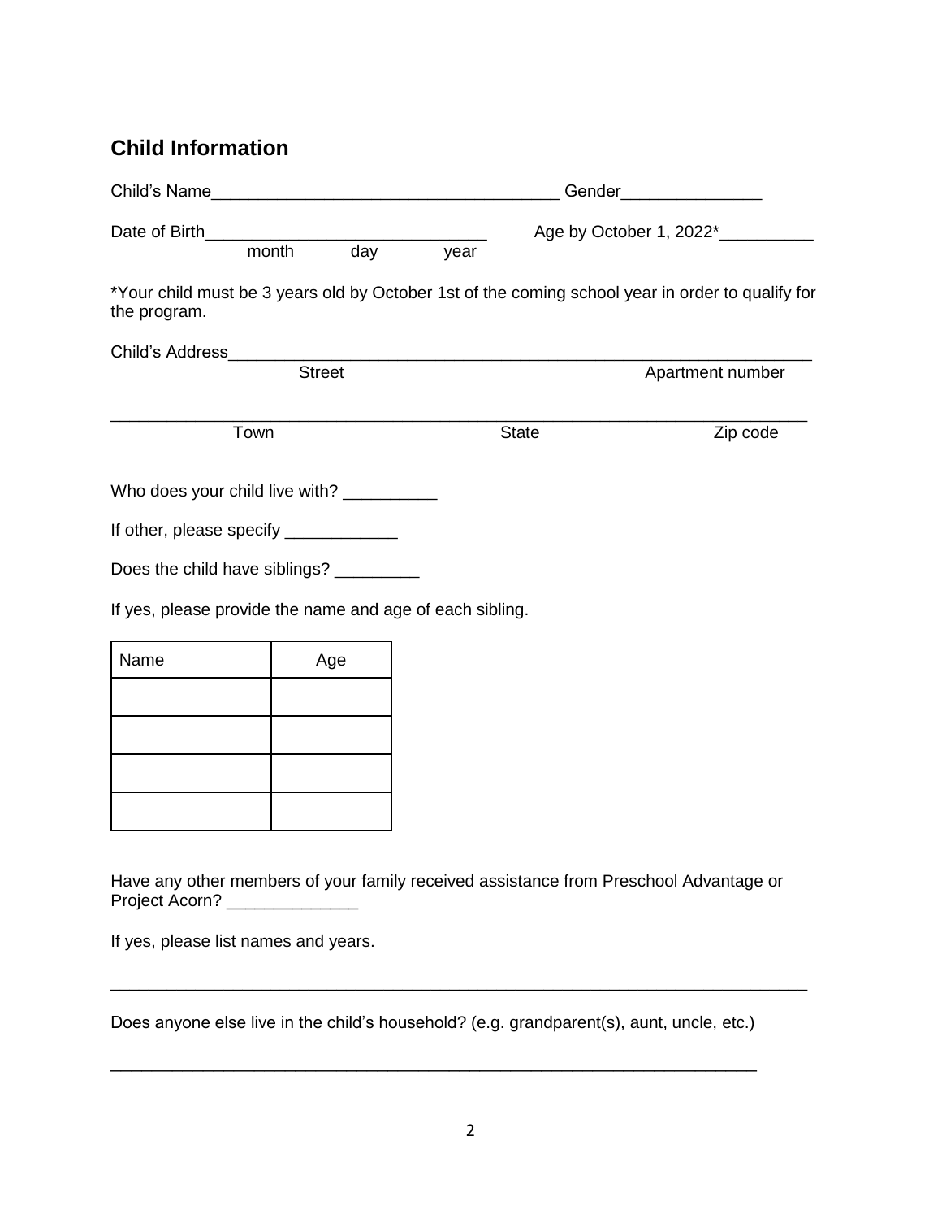## Child Information

Child's Name_____________________________________ Gender_______________

Date of Birth______________________________ Age by October 1, 2022*__________

month day year

*Your child must be 3 years old by October 1st of the coming school year in order to qualify for the program.

Child's Address_________________________________________________________________

Street Apartment number

___________________________________________________________________________

Town State Zip code

Who does your child live with? __________

If other, please specify ____________

Does the child have siblings? _________

If yes, please provide the name and age of each sibling.

| Name | Age |
| --- | --- |
| | |
| | |
| | |
| | |

Have any other members of your family received assistance from Preschool Advantage or Project Acorn? ______________

If yes, please list names and years.

___________________________________________________________________________

Does anyone else live in the child's household? (e.g. grandparent(s), aunt, uncle, etc.)

_______________________________________________________________________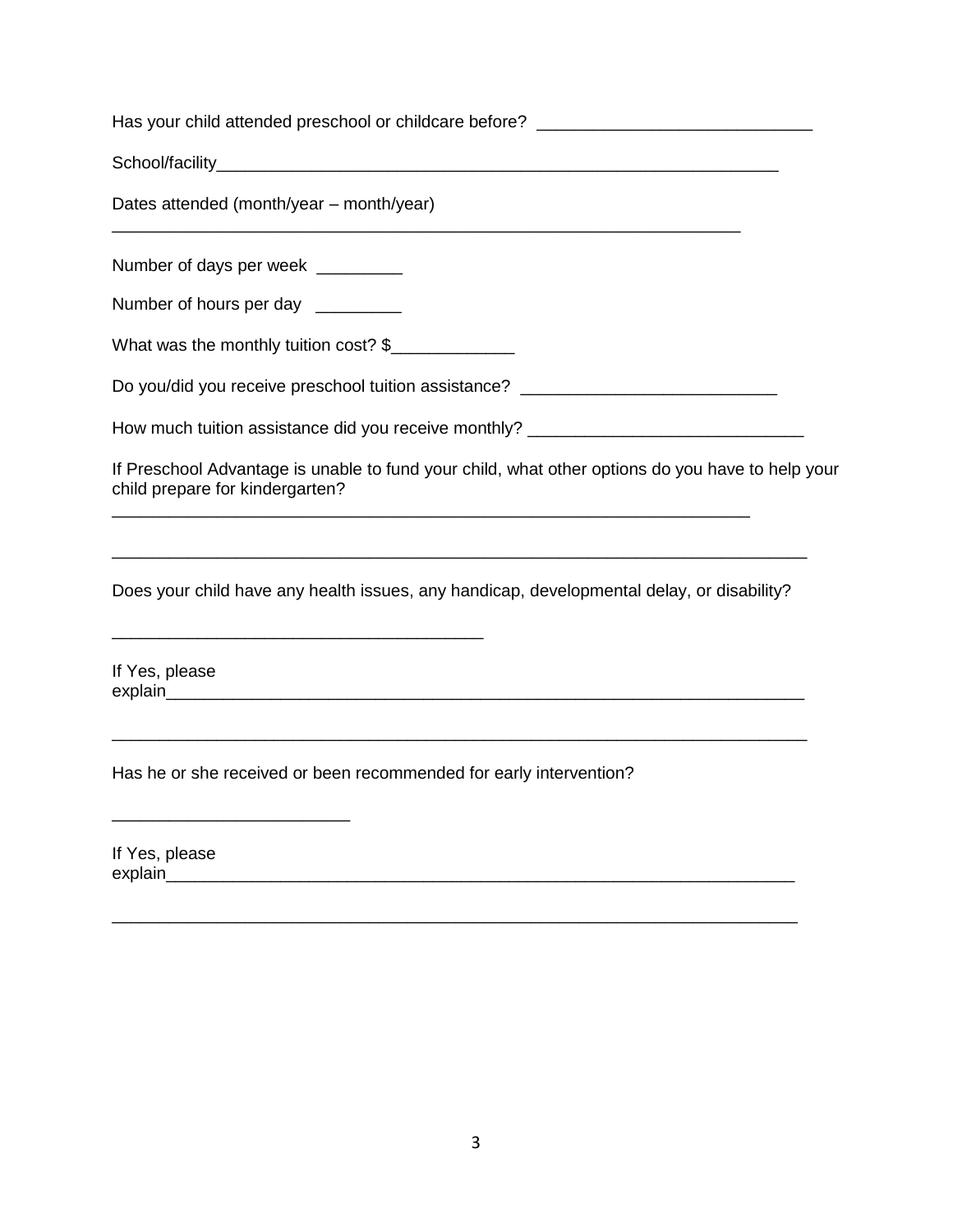Has your child attended preschool or childcare before? ______________________________

School/facility_______________________________________________________________

Dates attended (month/year – month/year)

_____________________________________________________________________

Number of days per week _________

Number of hours per day _________

What was the monthly tuition cost? $_____________

Do you/did you receive preschool tuition assistance? ___________________________

How much tuition assistance did you receive monthly? _____________________________

If Preschool Advantage is unable to fund your child, what other options do you have to help your child prepare for kindergarten?

______________________________________________________________________

_____________________________________________________________________________

Does your child have any health issues, any handicap, developmental delay, or disability?

________________________________________

If Yes, please explain______________________________________________________________________

_____________________________________________________________________________

Has he or she received or been recommended for early intervention?

_________________________

If Yes, please explain_____________________________________________________________________

____________________________________________________________________________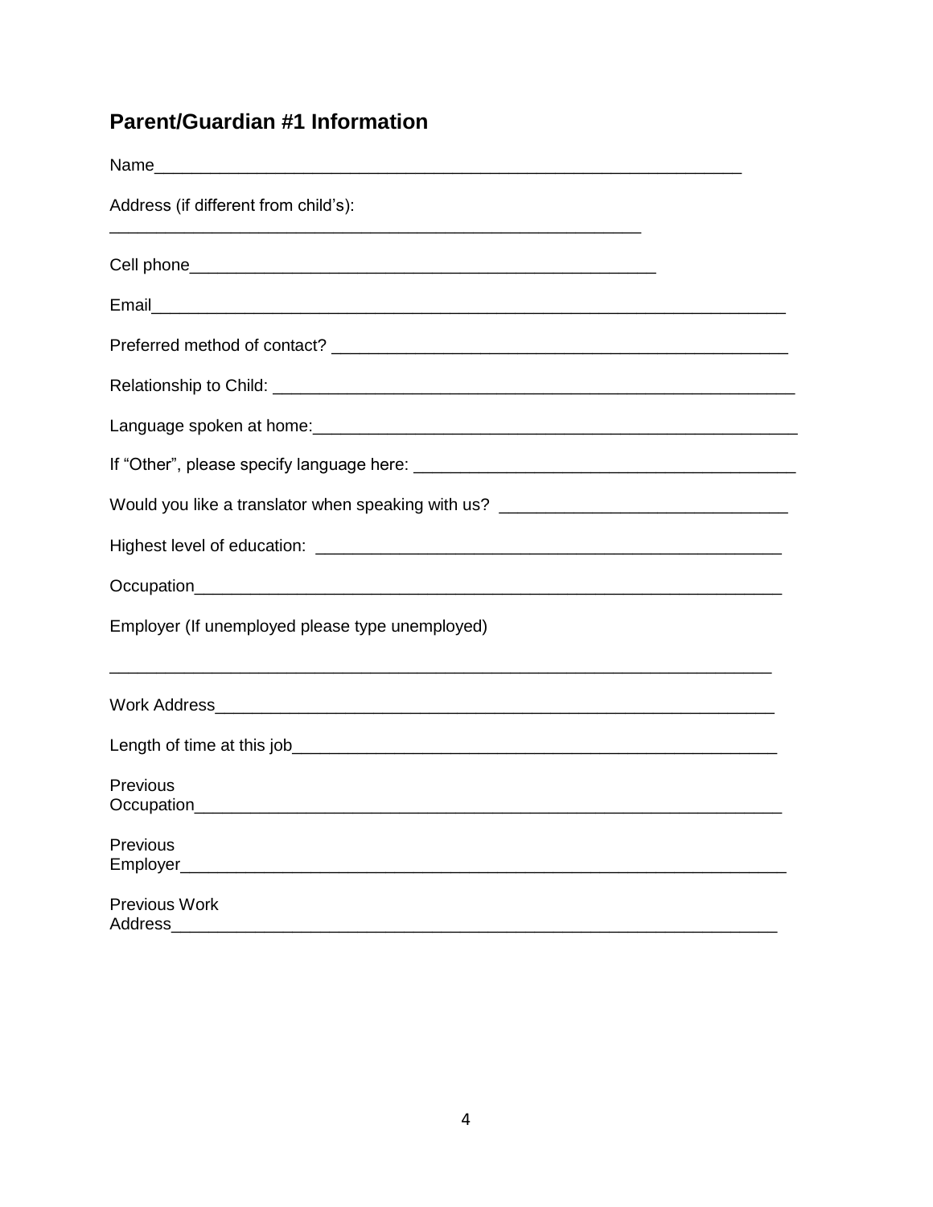## Parent/Guardian #1 Information

Name_______________________________________________________________

Address (if different from child's):

___________________________________________________________

Cell phone____________________________________________________

Email______________________________________________________________________

Preferred method of contact? ___________________________________________________

Relationship to Child: ____________________________________________________________

Language spoken at home:_________________________________________________________

If "Other", please specify language here: ___________________________________________

Would you like a translator when speaking with us? ______________________________

Highest level of education: ______________________________________________

Occupation_______________________________________________________________

Employer (If unemployed please type unemployed)

__________________________________________________________________________

Work Address_____________________________________________________________

Length of time at this job____________________________________________________

Previous Occupation_______________________________________________________________

Previous Employer_________________________________________________________________

Previous Work Address___________________________________________________________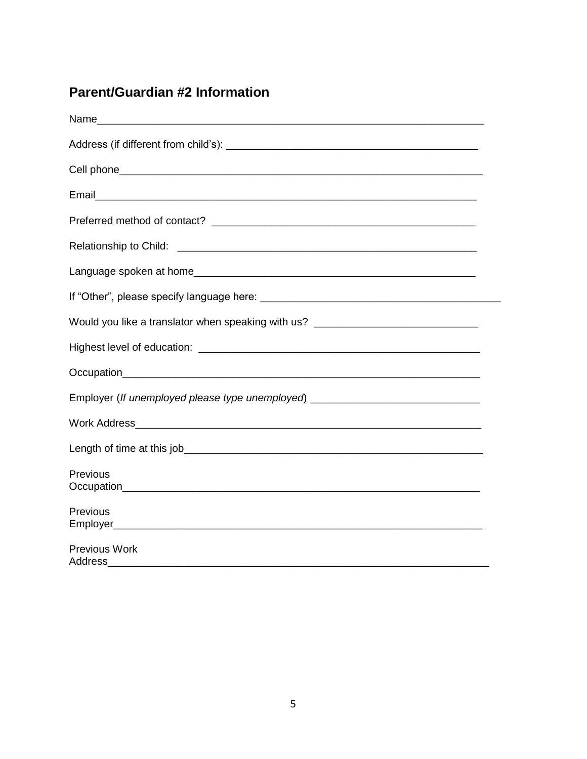## Parent/Guardian #2 Information

Name_______________________________________________________________

Address (if different from child's): ___________________________________________

Cell phone_______________________________________________________________

Email_______________________________________________________________

Preferred method of contact? _____________________________________________

Relationship to Child: ____________________________________________________

Language spoken at home_________________________________________________

If "Other", please specify language here: ________________________________________

Would you like a translator when speaking with us? ___________________________

Highest level of education: _______________________________________________

Occupation_______________________________________________________________

Employer (*If unemployed please type unemployed*) ___________________________

Work Address_____________________________________________________________

Length of time at this job_________________________________________________

Previous
Occupation_______________________________________________________________

Previous
Employer_________________________________________________________________

Previous Work
Address__________________________________________________________________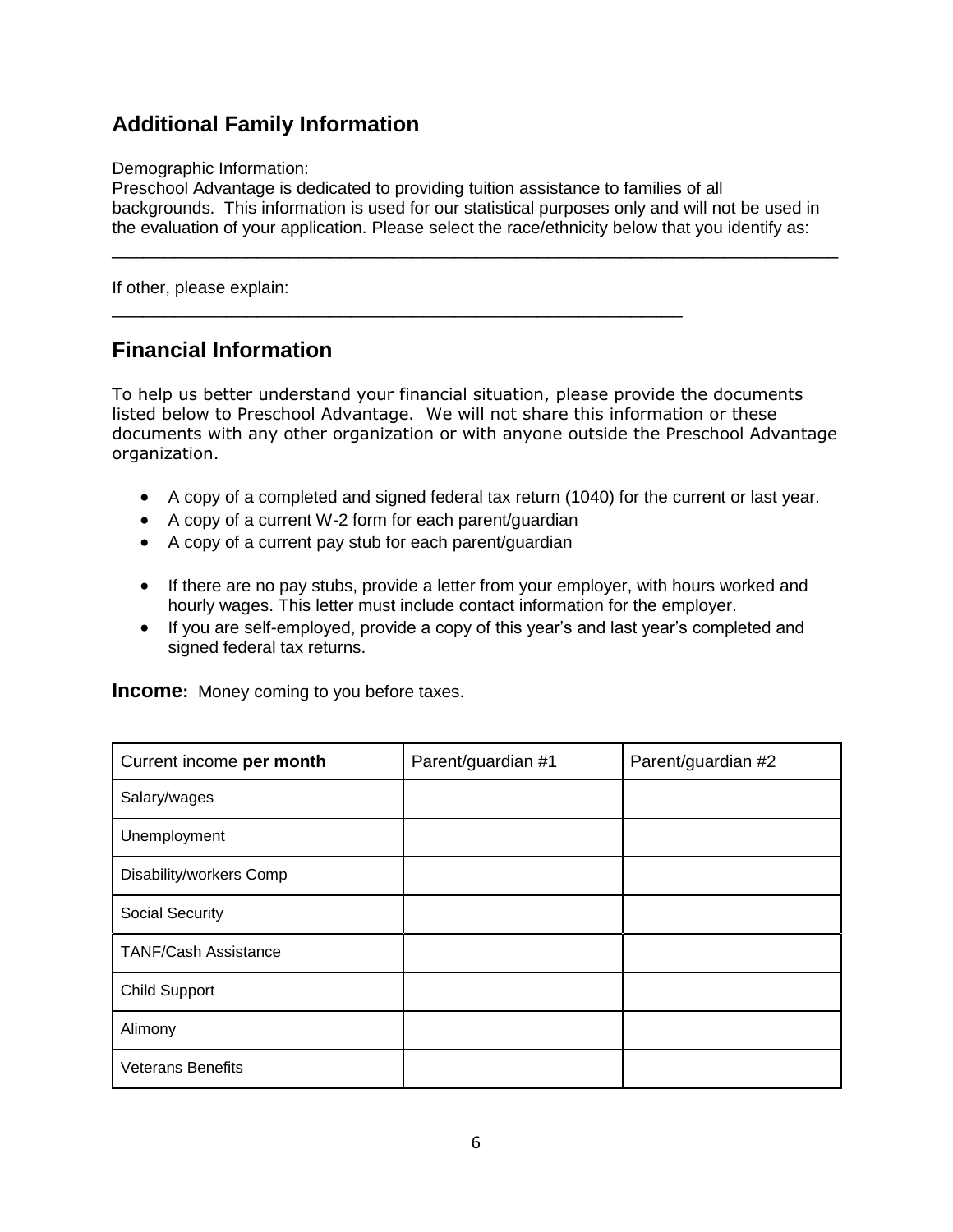## Additional Family Information

Demographic Information:
Preschool Advantage is dedicated to providing tuition assistance to families of all backgrounds. This information is used for our statistical purposes only and will not be used in the evaluation of your application. Please select the race/ethnicity below that you identify as:

______________________________________________________________________________

If other, please explain:
____________________________________________________________

## Financial Information

To help us better understand your financial situation, please provide the documents listed below to Preschool Advantage. We will not share this information or these documents with any other organization or with anyone outside the Preschool Advantage organization.

- A copy of a completed and signed federal tax return (1040) for the current or last year.
- A copy of a current W-2 form for each parent/guardian
- A copy of a current pay stub for each parent/guardian

- If there are no pay stubs, provide a letter from your employer, with hours worked and hourly wages. This letter must include contact information for the employer.
- If you are self-employed, provide a copy of this year's and last year's completed and signed federal tax returns.

**Income:** Money coming to you before taxes.

| Current income **per month** | Parent/guardian #1 | Parent/guardian #2 |
|---|---|---|
| Salary/wages | | |
| Unemployment | | |
| Disability/workers Comp | | |
| Social Security | | |
| TANF/Cash Assistance | | |
| Child Support | | |
| Alimony | | |
| Veterans Benefits | | |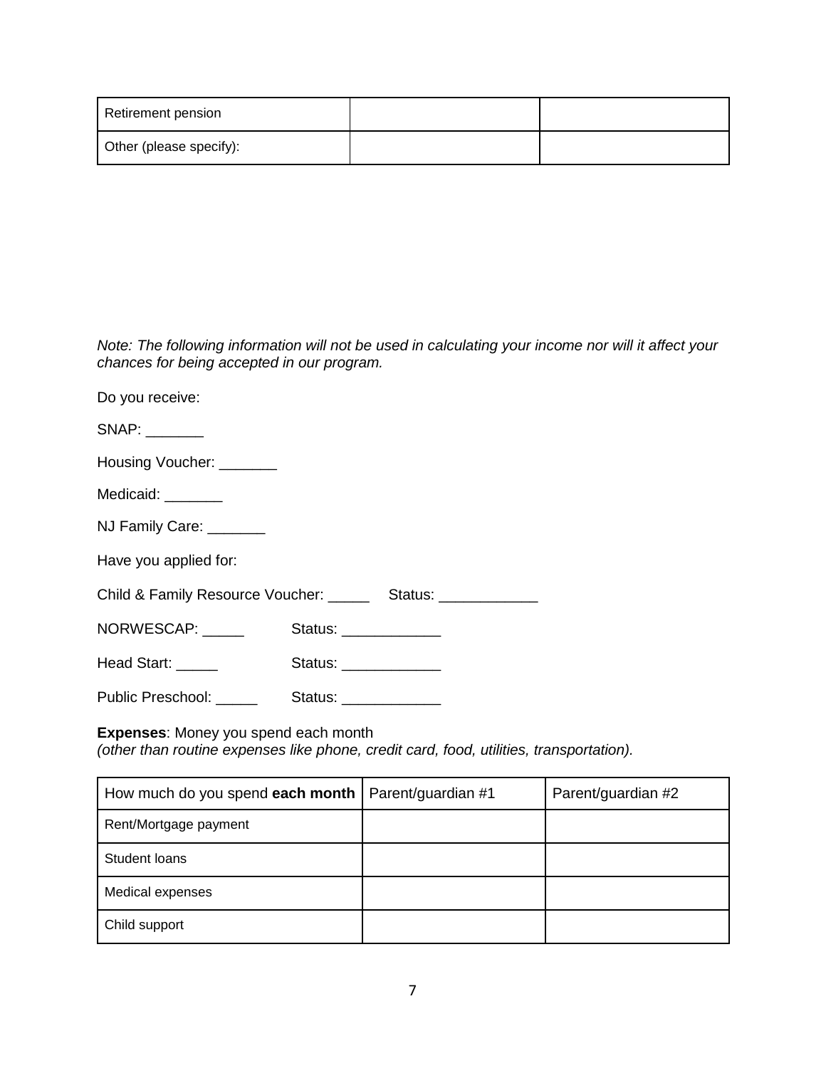| Retirement pension | | |
|---|---|---|
| Other (please specify): | | |

*Note: The following information will not be used in calculating your income nor will it affect your chances for being accepted in our program.*

Do you receive:

SNAP: _______

Housing Voucher: _______

Medicaid: _______

NJ Family Care: _______

Have you applied for:

Child & Family Resource Voucher: _____ Status: ____________

NORWESCAP: _____ Status: ____________

Head Start: _____ Status: ____________

Public Preschool: _____ Status: ____________

**Expenses**: Money you spend each month
*(other than routine expenses like phone, credit card, food, utilities, transportation).*

| How much do you spend **each month** | Parent/guardian #1 | Parent/guardian #2 |
|---|---|---|
| Rent/Mortgage payment | | |
| Student loans | | |
| Medical expenses | | |
| Child support | | |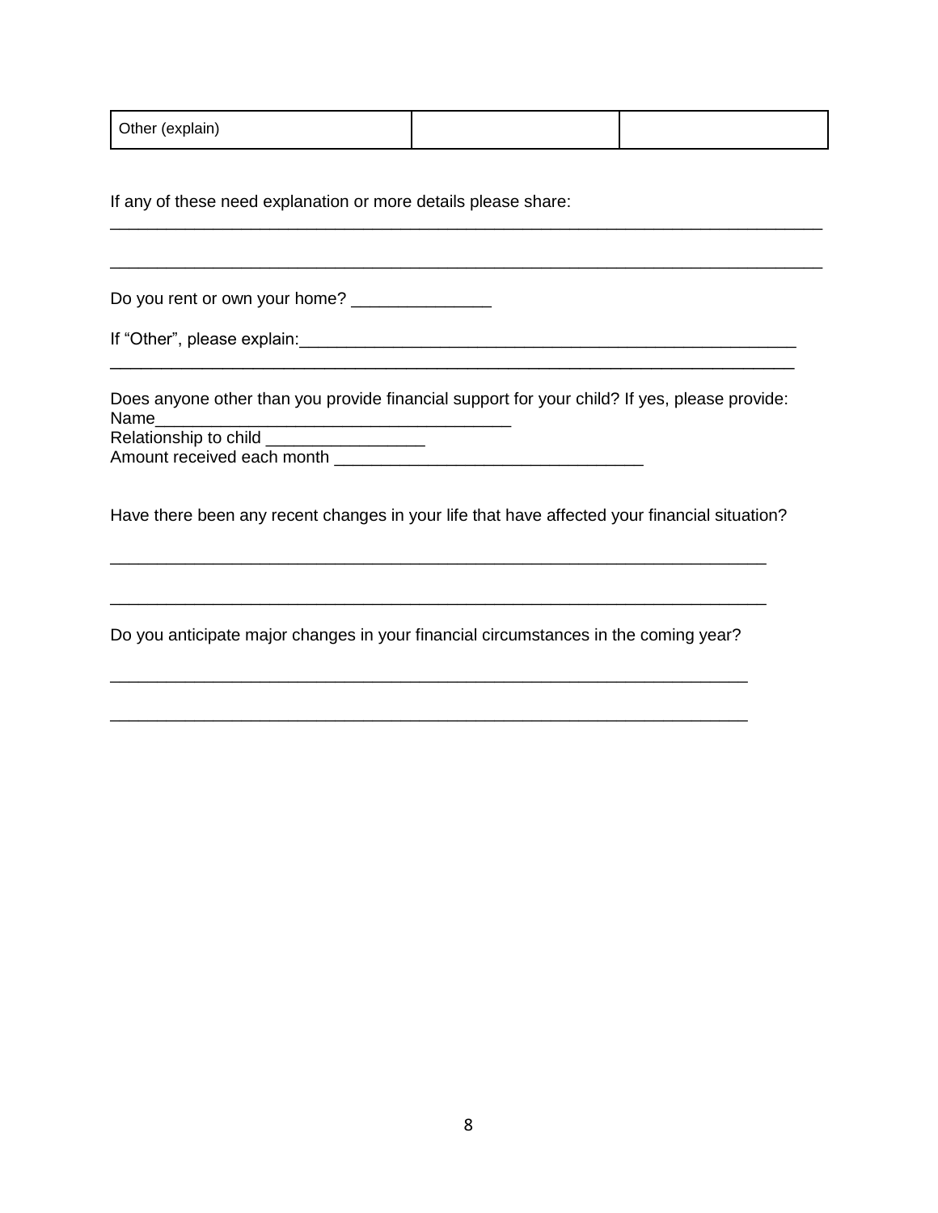| Other (explain) | | |
|---|---|---|

If any of these need explanation or more details please share:
_______________________________________________________________________________

_______________________________________________________________________________

Do you rent or own your home? _______________

If "Other", please explain:_______________________________________________________
_____________________________________________________________________________

Does anyone other than you provide financial support for your child? If yes, please provide:
Name______________________________________
Relationship to child _________________
Amount received each month _________________________________

Have there been any recent changes in your life that have affected your financial situation?

_________________________________________________________________________

_________________________________________________________________________

Do you anticipate major changes in your financial circumstances in the coming year?

_______________________________________________________________________

_______________________________________________________________________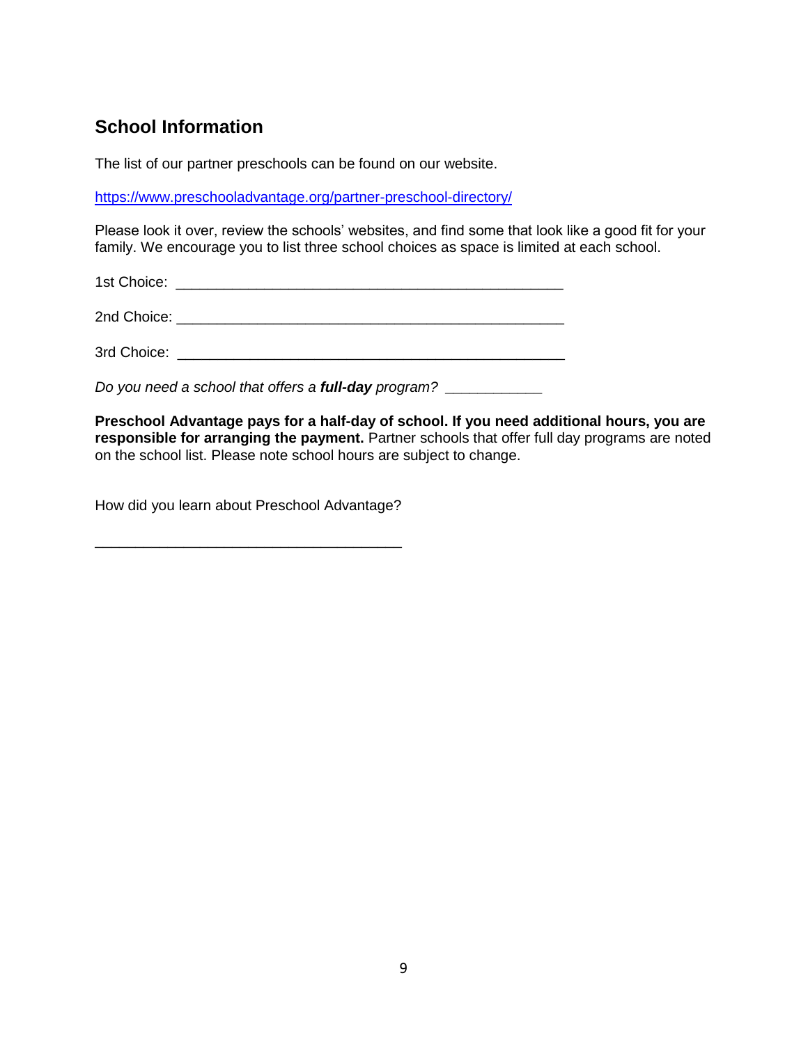## School Information

The list of our partner preschools can be found on our website.

https://www.preschooladvantage.org/partner-preschool-directory/

Please look it over, review the schools' websites, and find some that look like a good fit for your family. We encourage you to list three school choices as space is limited at each school.

1st Choice: _______________________________________________

2nd Choice: _______________________________________________

3rd Choice: _______________________________________________

*Do you need a school that offers a **full-day** program? ____________*

**Preschool Advantage pays for a half-day of school. If you need additional hours, you are responsible for arranging the payment.** Partner schools that offer full day programs are noted on the school list. Please note school hours are subject to change.

How did you learn about Preschool Advantage?

_____________________________________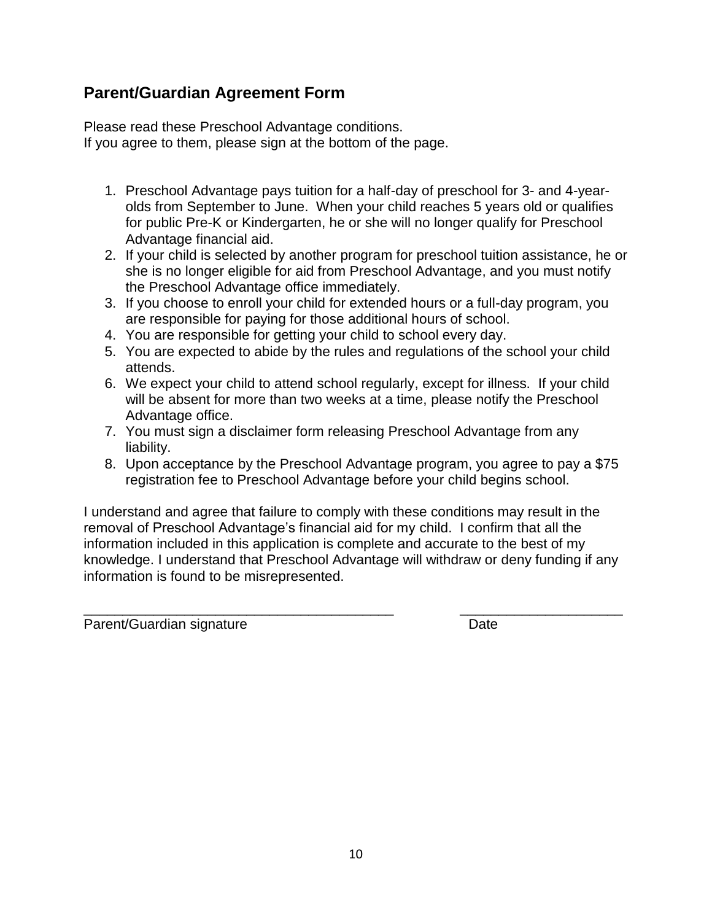## Parent/Guardian Agreement Form

Please read these Preschool Advantage conditions.
If you agree to them, please sign at the bottom of the page.

1. Preschool Advantage pays tuition for a half-day of preschool for 3- and 4-year-olds from September to June. When your child reaches 5 years old or qualifies for public Pre-K or Kindergarten, he or she will no longer qualify for Preschool Advantage financial aid.
2. If your child is selected by another program for preschool tuition assistance, he or she is no longer eligible for aid from Preschool Advantage, and you must notify the Preschool Advantage office immediately.
3. If you choose to enroll your child for extended hours or a full-day program, you are responsible for paying for those additional hours of school.
4. You are responsible for getting your child to school every day.
5. You are expected to abide by the rules and regulations of the school your child attends.
6. We expect your child to attend school regularly, except for illness. If your child will be absent for more than two weeks at a time, please notify the Preschool Advantage office.
7. You must sign a disclaimer form releasing Preschool Advantage from any liability.
8. Upon acceptance by the Preschool Advantage program, you agree to pay a $75 registration fee to Preschool Advantage before your child begins school.

I understand and agree that failure to comply with these conditions may result in the removal of Preschool Advantage's financial aid for my child. I confirm that all the information included in this application is complete and accurate to the best of my knowledge. I understand that Preschool Advantage will withdraw or deny funding if any information is found to be misrepresented.

_________________________________________ _____________________

Parent/Guardian signature Date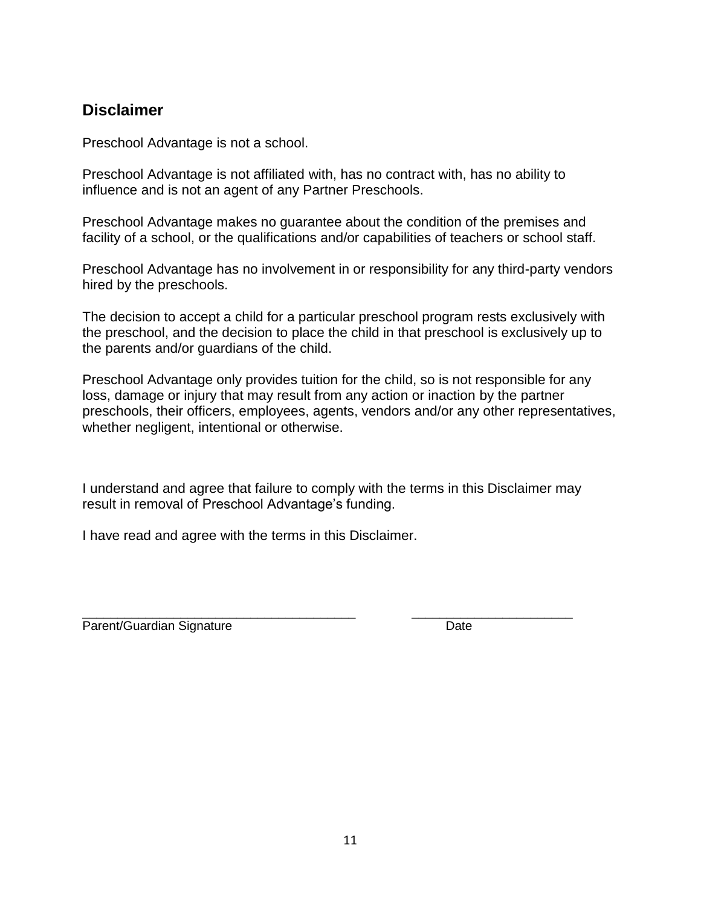## Disclaimer

Preschool Advantage is not a school.

Preschool Advantage is not affiliated with, has no contract with, has no ability to influence and is not an agent of any Partner Preschools.

Preschool Advantage makes no guarantee about the condition of the premises and facility of a school, or the qualifications and/or capabilities of teachers or school staff.

Preschool Advantage has no involvement in or responsibility for any third-party vendors hired by the preschools.

The decision to accept a child for a particular preschool program rests exclusively with the preschool, and the decision to place the child in that preschool is exclusively up to the parents and/or guardians of the child.

Preschool Advantage only provides tuition for the child, so is not responsible for any loss, damage or injury that may result from any action or inaction by the partner preschools, their officers, employees, agents, vendors and/or any other representatives, whether negligent, intentional or otherwise.

I understand and agree that failure to comply with the terms in this Disclaimer may result in removal of Preschool Advantage's funding.

I have read and agree with the terms in this Disclaimer.

_______________________________________ ______________________

Parent/Guardian Signature Date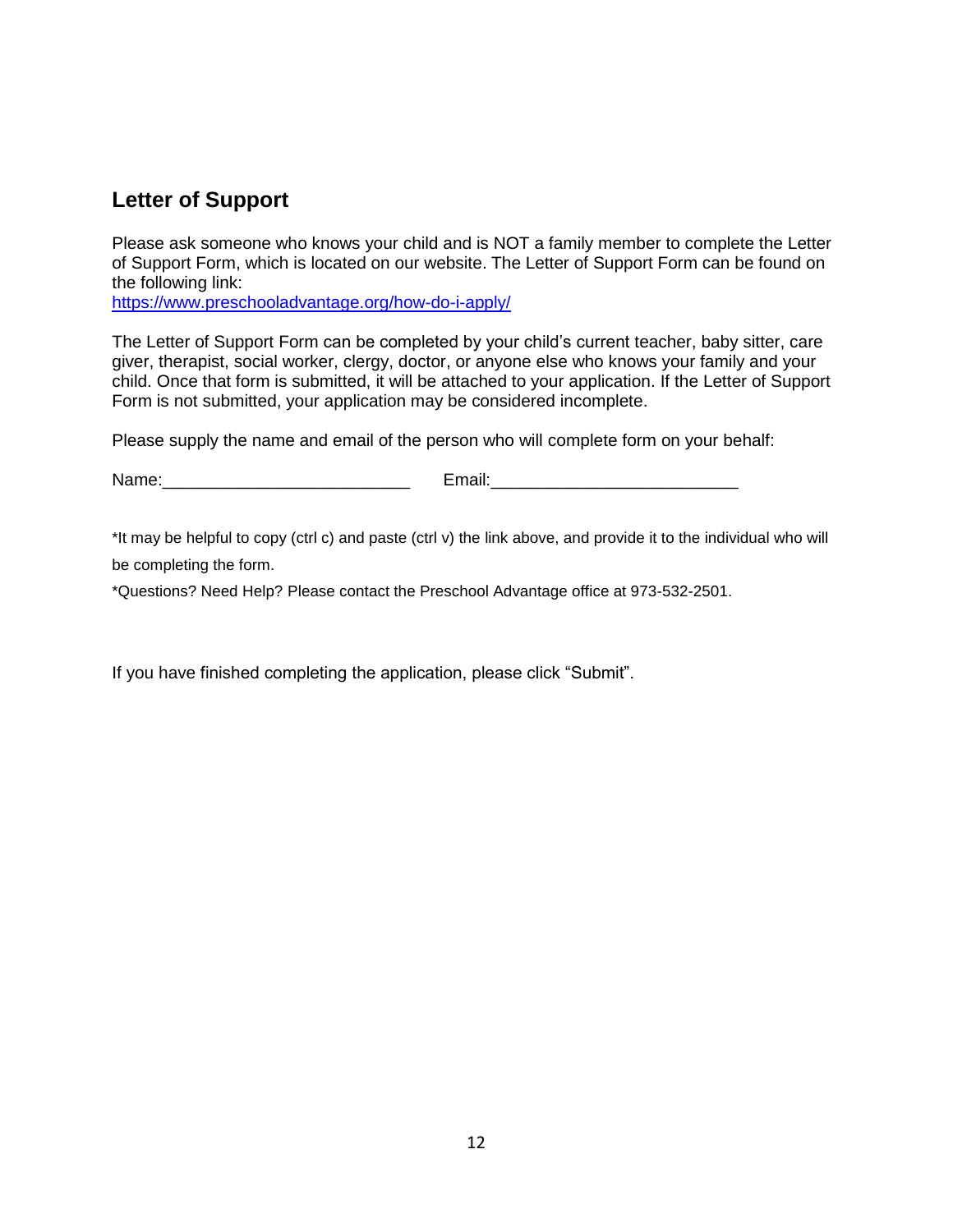## Letter of Support

Please ask someone who knows your child and is NOT a family member to complete the Letter of Support Form, which is located on our website. The Letter of Support Form can be found on the following link:
https://www.preschooladvantage.org/how-do-i-apply/

The Letter of Support Form can be completed by your child's current teacher, baby sitter, care giver, therapist, social worker, clergy, doctor, or anyone else who knows your family and your child. Once that form is submitted, it will be attached to your application. If the Letter of Support Form is not submitted, your application may be considered incomplete.

Please supply the name and email of the person who will complete form on your behalf:

Name:__________________________ Email:__________________________

*It may be helpful to copy (ctrl c) and paste (ctrl v) the link above, and provide it to the individual who will be completing the form.

*Questions? Need Help? Please contact the Preschool Advantage office at 973-532-2501.

If you have finished completing the application, please click "Submit".